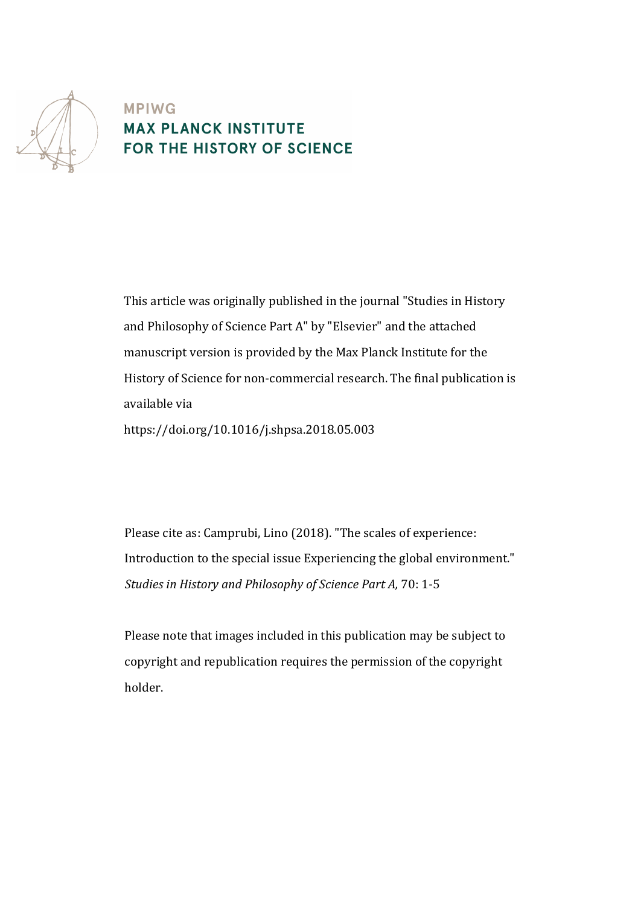MPIWG
MAX PLANCK INSTITUTE
FOR THE HISTORY OF SCIENCE

This article was originally published in the journal "Studies in History and Philosophy of Science Part A" by "Elsevier" and the attached manuscript version is provided by the Max Planck Institute for the History of Science for non-commercial research. The final publication is available via

https://doi.org/10.1016/j.shpsa.2018.05.003

Please cite as: Camprubi, Lino (2018). "The scales of experience: Introduction to the special issue Experiencing the global environment." *Studies in History and Philosophy of Science Part A,* 70: 1-5

Please note that images included in this publication may be subject to copyright and republication requires the permission of the copyright holder.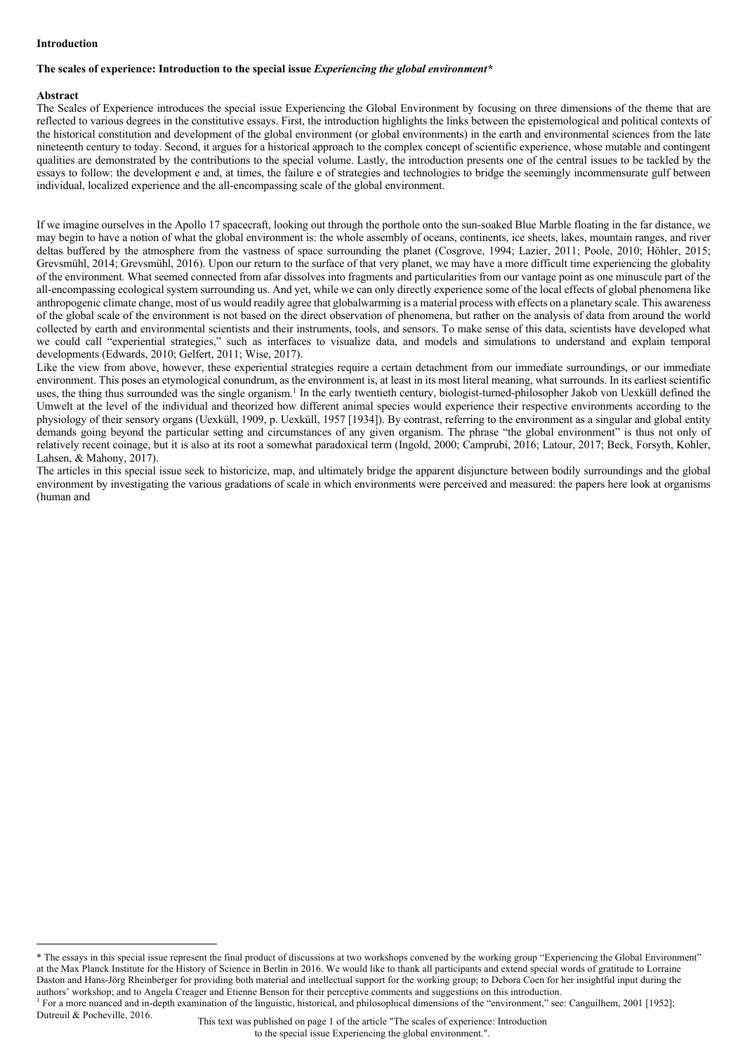**Introduction**

**The scales of experience: Introduction to the special issue *Experiencing the global environment****

**Abstract**

The Scales of Experience introduces the special issue Experiencing the Global Environment by focusing on three dimensions of the theme that are reflected to various degrees in the constitutive essays. First, the introduction highlights the links between the epistemological and political contexts of the historical constitution and development of the global environment (or global environments) in the earth and environmental sciences from the late nineteenth century to today. Second, it argues for a historical approach to the complex concept of scientific experience, whose mutable and contingent qualities are demonstrated by the contributions to the special volume. Lastly, the introduction presents one of the central issues to be tackled by the essays to follow: the development e and, at times, the failure e of strategies and technologies to bridge the seemingly incommensurate gulf between individual, localized experience and the all-encompassing scale of the global environment.

If we imagine ourselves in the Apollo 17 spacecraft, looking out through the porthole onto the sun-soaked Blue Marble floating in the far distance, we may begin to have a notion of what the global environment is: the whole assembly of oceans, continents, ice sheets, lakes, mountain ranges, and river deltas buffered by the atmosphere from the vastness of space surrounding the planet (Cosgrove, 1994; Lazier, 2011; Poole, 2010; Höhler, 2015; Grevsmühl, 2014; Grevsmühl, 2016). Upon our return to the surface of that very planet, we may have a more difficult time experiencing the globality of the environment. What seemed connected from afar dissolves into fragments and particularities from our vantage point as one minuscule part of the all-encompassing ecological system surrounding us. And yet, while we can only directly experience some of the local effects of global phenomena like anthropogenic climate change, most of us would readily agree that globalwarming is a material process with effects on a planetary scale. This awareness of the global scale of the environment is not based on the direct observation of phenomena, but rather on the analysis of data from around the world collected by earth and environmental scientists and their instruments, tools, and sensors. To make sense of this data, scientists have developed what we could call "experiential strategies," such as interfaces to visualize data, and models and simulations to understand and explain temporal developments (Edwards, 2010; Gelfert, 2011; Wise, 2017).

Like the view from above, however, these experiential strategies require a certain detachment from our immediate surroundings, or our immediate environment. This poses an etymological conundrum, as the environment is, at least in its most literal meaning, what surrounds. In its earliest scientific uses, the thing thus surrounded was the single organism.[1] In the early twentieth century, biologist-turned-philosopher Jakob von Uexküll defined the Umwelt at the level of the individual and theorized how different animal species would experience their respective environments according to the physiology of their sensory organs (Uexküll, 1909, p. Uexküll, 1957 [1934]). By contrast, referring to the environment as a singular and global entity demands going beyond the particular setting and circumstances of any given organism. The phrase "the global environment" is thus not only of relatively recent coinage, but it is also at its root a somewhat paradoxical term (Ingold, 2000; Camprubí, 2016; Latour, 2017; Beck, Forsyth, Kohler, Lahsen, & Mahony, 2017).

The articles in this special issue seek to historicize, map, and ultimately bridge the apparent disjuncture between bodily surroundings and the global environment by investigating the various gradations of scale in which environments were perceived and measured: the papers here look at organisms (human and

---

* The essays in this special issue represent the final product of discussions at two workshops convened by the working group "Experiencing the Global Environment" at the Max Planck Institute for the History of Science in Berlin in 2016. We would like to thank all participants and extend special words of gratitude to Lorraine Daston and Hans-Jörg Rheinberger for providing both material and intellectual support for the working group; to Debora Coen for her insightful input during the authors' workshop; and to Angela Creager and Etienne Benson for their perceptive comments and suggestions on this introduction.

[1] For a more nuanced and in-depth examination of the linguistic, historical, and philosophical dimensions of the "environment," see: Canguilhem, 2001 [1952]; Dutreuil & Pocheville, 2016.

This text was published on page 1 of the article "The scales of experience: Introduction to the special issue Experiencing the global environment.".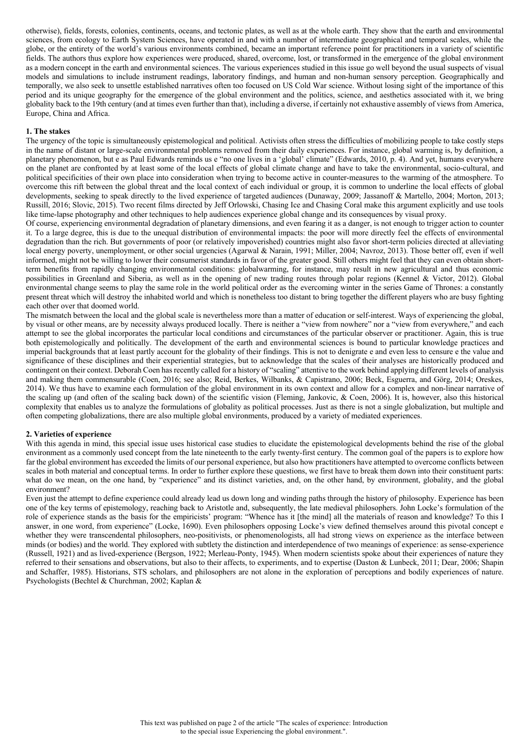otherwise), fields, forests, colonies, continents, oceans, and tectonic plates, as well as at the whole earth. They show that the earth and environmental sciences, from ecology to Earth System Sciences, have operated in and with a number of intermediate geographical and temporal scales, while the globe, or the entirety of the world's various environments combined, became an important reference point for practitioners in a variety of scientific fields. The authors thus explore how experiences were produced, shared, overcome, lost, or transformed in the emergence of the global environment as a modern concept in the earth and environmental sciences. The various experiences studied in this issue go well beyond the usual suspects of visual models and simulations to include instrument readings, laboratory findings, and human and non-human sensory perception. Geographically and temporally, we also seek to unsettle established narratives often too focused on US Cold War science. Without losing sight of the importance of this period and its unique geography for the emergence of the global environment and the politics, science, and aesthetics associated with it, we bring globality back to the 19th century (and at times even further than that), including a diverse, if certainly not exhaustive assembly of views from America, Europe, China and Africa.

## 1. The stakes

The urgency of the topic is simultaneously epistemological and political. Activists often stress the difficulties of mobilizing people to take costly steps in the name of distant or large-scale environmental problems removed from their daily experiences. For instance, global warming is, by definition, a planetary phenomenon, but e as Paul Edwards reminds us e "no one lives in a 'global' climate" (Edwards, 2010, p. 4). And yet, humans everywhere on the planet are confronted by at least some of the local effects of global climate change and have to take the environmental, socio-cultural, and political specificities of their own place into consideration when trying to become active in counter-measures to the warming of the atmosphere. To overcome this rift between the global threat and the local context of each individual or group, it is common to underline the local effects of global developments, seeking to speak directly to the lived experience of targeted audiences (Dunaway, 2009; Jassanoff & Martello, 2004; Morton, 2013; Russill, 2016; Slovic, 2015). Two recent films directed by Jeff Orlowski, Chasing Ice and Chasing Coral make this argument explicitly and use tools like time-lapse photography and other techniques to help audiences experience global change and its consequences by visual proxy.

Of course, experiencing environmental degradation of planetary dimensions, and even fearing it as a danger, is not enough to trigger action to counter it. To a large degree, this is due to the unequal distribution of environmental impacts: the poor will more directly feel the effects of environmental degradation than the rich. But governments of poor (or relatively impoverished) countries might also favor short-term policies directed at alleviating local energy poverty, unemployment, or other social urgencies (Agarwal & Narain, 1991; Miller, 2004; Navroz, 2013). Those better off, even if well informed, might not be willing to lower their consumerist standards in favor of the greater good. Still others might feel that they can even obtain short-term benefits from rapidly changing environmental conditions: globalwarming, for instance, may result in new agricultural and thus economic possibilities in Greenland and Siberia, as well as in the opening of new trading routes through polar regions (Kennel & Victor, 2012). Global environmental change seems to play the same role in the world political order as the evercoming winter in the series Game of Thrones: a constantly present threat which will destroy the inhabited world and which is nonetheless too distant to bring together the different players who are busy fighting each other over that doomed world.

The mismatch between the local and the global scale is nevertheless more than a matter of education or self-interest. Ways of experiencing the global, by visual or other means, are by necessity always produced locally. There is neither a "view from nowhere" nor a "view from everywhere," and each attempt to see the global incorporates the particular local conditions and circumstances of the particular observer or practitioner. Again, this is true both epistemologically and politically. The development of the earth and environmental sciences is bound to particular knowledge practices and imperial backgrounds that at least partly account for the globality of their findings. This is not to denigrate e and even less to censure e the value and significance of these disciplines and their experiential strategies, but to acknowledge that the scales of their analyses are historically produced and contingent on their context. Deborah Coen has recently called for a history of "scaling" attentive to the work behind applying different levels of analysis and making them commensurable (Coen, 2016; see also; Reid, Berkes, Wilbanks, & Capistrano, 2006; Beck, Esguerra, and Görg, 2014; Oreskes, 2014). We thus have to examine each formulation of the global environment in its own context and allow for a complex and non-linear narrative of the scaling up (and often of the scaling back down) of the scientific vision (Fleming, Jankovic, & Coen, 2006). It is, however, also this historical complexity that enables us to analyze the formulations of globality as political processes. Just as there is not a single globalization, but multiple and often competing globalizations, there are also multiple global environments, produced by a variety of mediated experiences.

## 2. Varieties of experience

With this agenda in mind, this special issue uses historical case studies to elucidate the epistemological developments behind the rise of the global environment as a commonly used concept from the late nineteenth to the early twenty-first century. The common goal of the papers is to explore how far the global environment has exceeded the limits of our personal experience, but also how practitioners have attempted to overcome conflicts between scales in both material and conceptual terms. In order to further explore these questions, we first have to break them down into their constituent parts: what do we mean, on the one hand, by "experience" and its distinct varieties, and, on the other hand, by environment, globality, and the global environment?

Even just the attempt to define experience could already lead us down long and winding paths through the history of philosophy. Experience has been one of the key terms of epistemology, reaching back to Aristotle and, subsequently, the late medieval philosophers. John Locke's formulation of the role of experience stands as the basis for the empiricists' program: "Whence has it [the mind] all the materials of reason and knowledge? To this I answer, in one word, from experience" (Locke, 1690). Even philosophers opposing Locke's view defined themselves around this pivotal concept e whether they were transcendental philosophers, neo-positivists, or phenomenologists, all had strong views on experience as the interface between minds (or bodies) and the world. They explored with subtlety the distinction and interdependence of two meanings of experience: as sense-experience (Russell, 1921) and as lived-experience (Bergson, 1922; Merleau-Ponty, 1945). When modern scientists spoke about their experiences of nature they referred to their sensations and observations, but also to their affects, to experiments, and to expertise (Daston & Lunbeck, 2011; Dear, 2006; Shapin and Schaffer, 1985). Historians, STS scholars, and philosophers are not alone in the exploration of perceptions and bodily experiences of nature. Psychologists (Bechtel & Churchman, 2002; Kaplan &

This text was published on page 2 of the article "The scales of experience: Introduction to the special issue Experiencing the global environment.".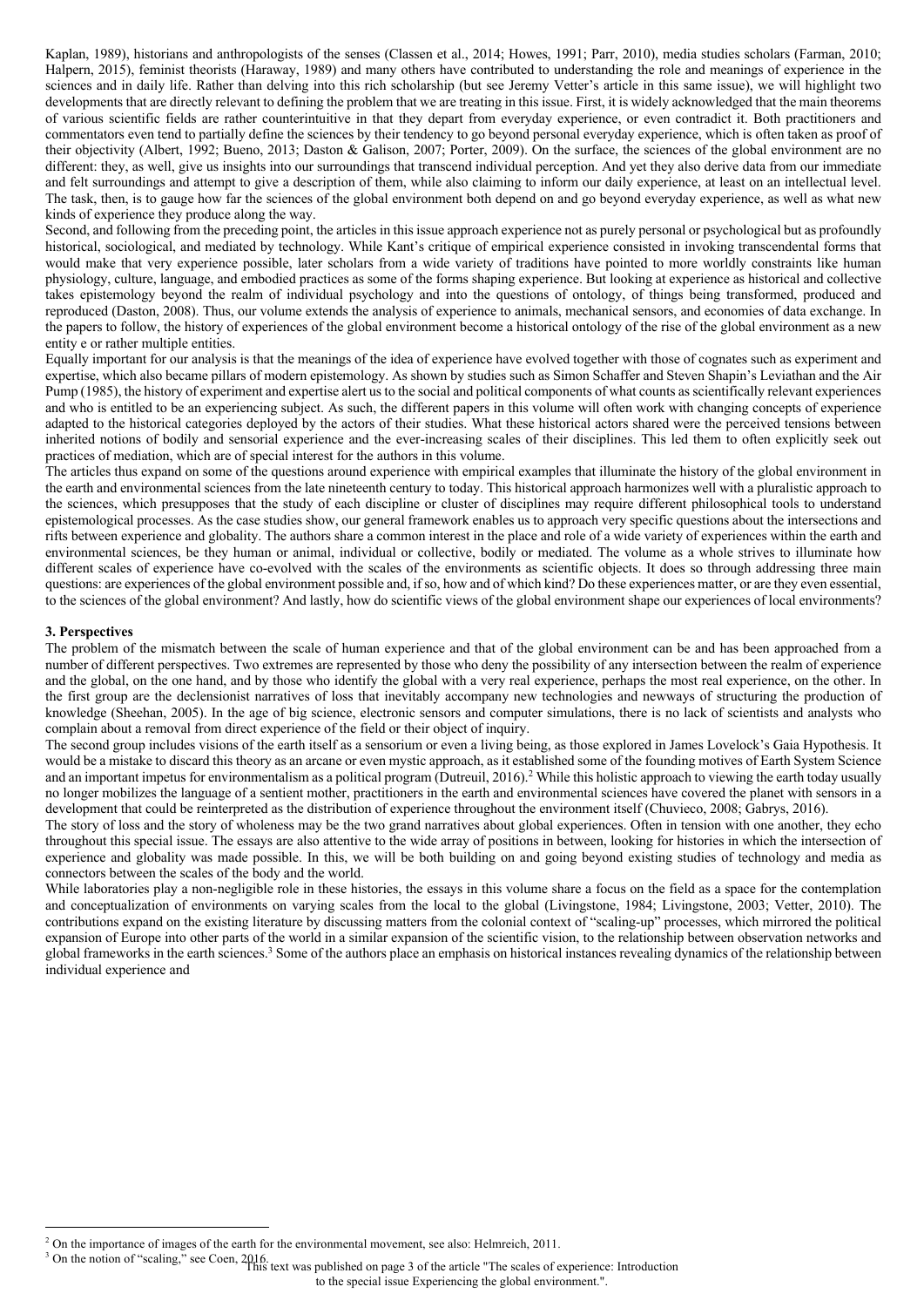Kaplan, 1989), historians and anthropologists of the senses (Classen et al., 2014; Howes, 1991; Parr, 2010), media studies scholars (Farman, 2010; Halpern, 2015), feminist theorists (Haraway, 1989) and many others have contributed to understanding the role and meanings of experience in the sciences and in daily life. Rather than delving into this rich scholarship (but see Jeremy Vetter's article in this same issue), we will highlight two developments that are directly relevant to defining the problem that we are treating in this issue. First, it is widely acknowledged that the main theorems of various scientific fields are rather counterintuitive in that they depart from everyday experience, or even contradict it. Both practitioners and commentators even tend to partially define the sciences by their tendency to go beyond personal everyday experience, which is often taken as proof of their objectivity (Albert, 1992; Bueno, 2013; Daston & Galison, 2007; Porter, 2009). On the surface, the sciences of the global environment are no different: they, as well, give us insights into our surroundings that transcend individual perception. And yet they also derive data from our immediate and felt surroundings and attempt to give a description of them, while also claiming to inform our daily experience, at least on an intellectual level. The task, then, is to gauge how far the sciences of the global environment both depend on and go beyond everyday experience, as well as what new kinds of experience they produce along the way.

Second, and following from the preceding point, the articles in this issue approach experience not as purely personal or psychological but as profoundly historical, sociological, and mediated by technology. While Kant's critique of empirical experience consisted in invoking transcendental forms that would make that very experience possible, later scholars from a wide variety of traditions have pointed to more worldly constraints like human physiology, culture, language, and embodied practices as some of the forms shaping experience. But looking at experience as historical and collective takes epistemology beyond the realm of individual psychology and into the questions of ontology, of things being transformed, produced and reproduced (Daston, 2008). Thus, our volume extends the analysis of experience to animals, mechanical sensors, and economies of data exchange. In the papers to follow, the history of experiences of the global environment become a historical ontology of the rise of the global environment as a new entity e or rather multiple entities.

Equally important for our analysis is that the meanings of the idea of experience have evolved together with those of cognates such as experiment and expertise, which also became pillars of modern epistemology. As shown by studies such as Simon Schaffer and Steven Shapin's Leviathan and the Air Pump (1985), the history of experiment and expertise alert us to the social and political components of what counts as scientifically relevant experiences and who is entitled to be an experiencing subject. As such, the different papers in this volume will often work with changing concepts of experience adapted to the historical categories deployed by the actors of their studies. What these historical actors shared were the perceived tensions between inherited notions of bodily and sensorial experience and the ever-increasing scales of their disciplines. This led them to often explicitly seek out practices of mediation, which are of special interest for the authors in this volume.

The articles thus expand on some of the questions around experience with empirical examples that illuminate the history of the global environment in the earth and environmental sciences from the late nineteenth century to today. This historical approach harmonizes well with a pluralistic approach to the sciences, which presupposes that the study of each discipline or cluster of disciplines may require different philosophical tools to understand epistemological processes. As the case studies show, our general framework enables us to approach very specific questions about the intersections and rifts between experience and globality. The authors share a common interest in the place and role of a wide variety of experiences within the earth and environmental sciences, be they human or animal, individual or collective, bodily or mediated. The volume as a whole strives to illuminate how different scales of experience have co-evolved with the scales of the environments as scientific objects. It does so through addressing three main questions: are experiences of the global environment possible and, if so, how and of which kind? Do these experiences matter, or are they even essential, to the sciences of the global environment? And lastly, how do scientific views of the global environment shape our experiences of local environments?

## 3. Perspectives

The problem of the mismatch between the scale of human experience and that of the global environment can be and has been approached from a number of different perspectives. Two extremes are represented by those who deny the possibility of any intersection between the realm of experience and the global, on the one hand, and by those who identify the global with a very real experience, perhaps the most real experience, on the other. In the first group are the declensionist narratives of loss that inevitably accompany new technologies and newways of structuring the production of knowledge (Sheehan, 2005). In the age of big science, electronic sensors and computer simulations, there is no lack of scientists and analysts who complain about a removal from direct experience of the field or their object of inquiry.

The second group includes visions of the earth itself as a sensorium or even a living being, as those explored in James Lovelock's Gaia Hypothesis. It would be a mistake to discard this theory as an arcane or even mystic approach, as it established some of the founding motives of Earth System Science and an important impetus for environmentalism as a political program (Dutreuil, 2016).[2] While this holistic approach to viewing the earth today usually no longer mobilizes the language of a sentient mother, practitioners in the earth and environmental sciences have covered the planet with sensors in a development that could be reinterpreted as the distribution of experience throughout the environment itself (Chuvieco, 2008; Gabrys, 2016).

The story of loss and the story of wholeness may be the two grand narratives about global experiences. Often in tension with one another, they echo throughout this special issue. The essays are also attentive to the wide array of positions in between, looking for histories in which the intersection of experience and globality was made possible. In this, we will be both building on and going beyond existing studies of technology and media as connectors between the scales of the body and the world.

While laboratories play a non-negligible role in these histories, the essays in this volume share a focus on the field as a space for the contemplation and conceptualization of environments on varying scales from the local to the global (Livingstone, 1984; Livingstone, 2003; Vetter, 2010). The contributions expand on the existing literature by discussing matters from the colonial context of "scaling-up" processes, which mirrored the political expansion of Europe into other parts of the world in a similar expansion of the scientific vision, to the relationship between observation networks and global frameworks in the earth sciences.[3] Some of the authors place an emphasis on historical instances revealing dynamics of the relationship between individual experience and

---

[2] On the importance of images of the earth for the environmental movement, see also: Helmreich, 2011.

[3] On the notion of "scaling," see Coen, 2016.

This text was published on page 3 of the article "The scales of experience: Introduction to the special issue Experiencing the global environment.".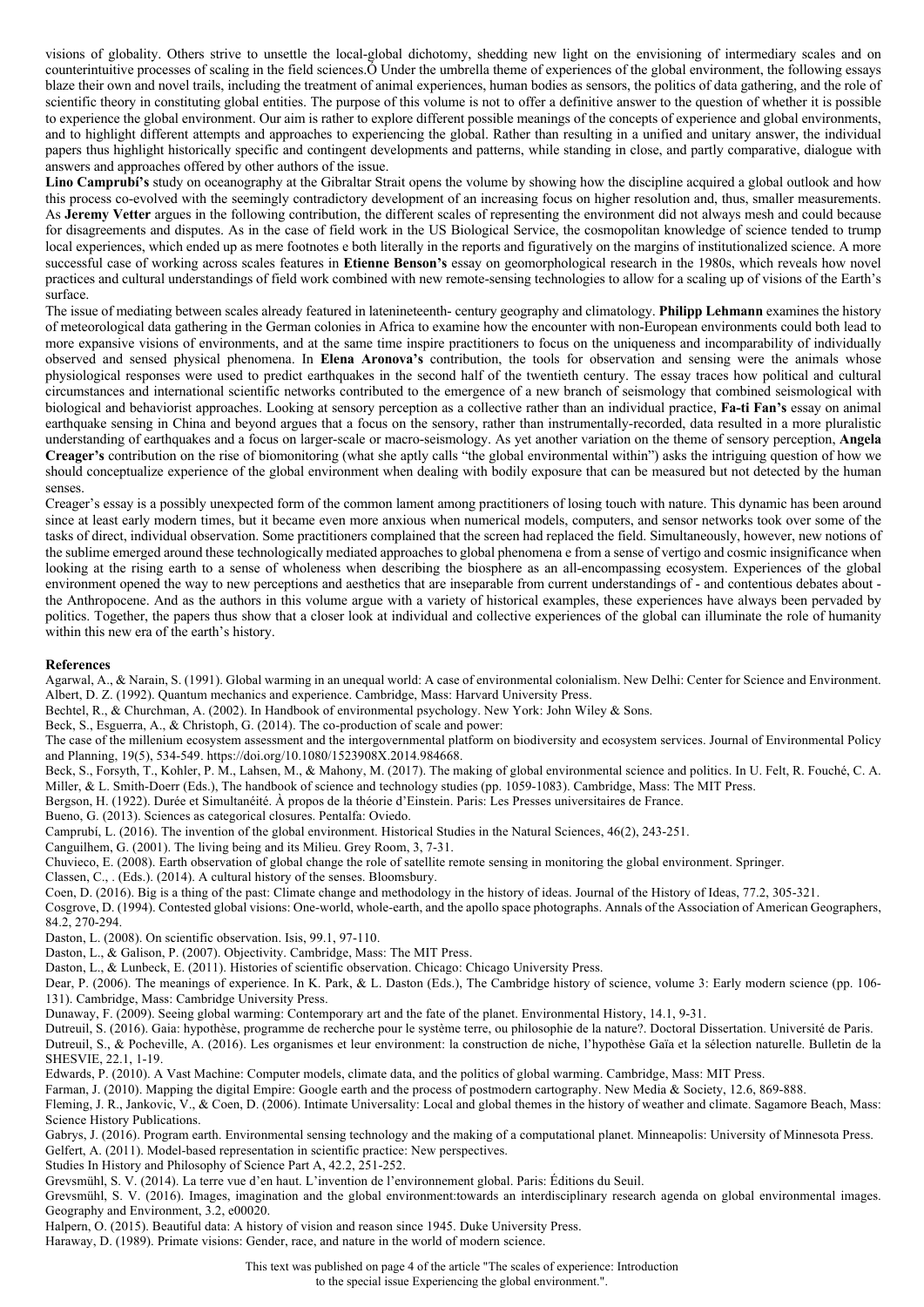visions of globality. Others strive to unsettle the local-global dichotomy, shedding new light on the envisioning of intermediary scales and on counterintuitive processes of scaling in the field sciences.Ó Under the umbrella theme of experiences of the global environment, the following essays blaze their own and novel trails, including the treatment of animal experiences, human bodies as sensors, the politics of data gathering, and the role of scientific theory in constituting global entities. The purpose of this volume is not to offer a definitive answer to the question of whether it is possible to experience the global environment. Our aim is rather to explore different possible meanings of the concepts of experience and global environments, and to highlight different attempts and approaches to experiencing the global. Rather than resulting in a unified and unitary answer, the individual papers thus highlight historically specific and contingent developments and patterns, while standing in close, and partly comparative, dialogue with answers and approaches offered by other authors of the issue.

**Lino Camprubí's** study on oceanography at the Gibraltar Strait opens the volume by showing how the discipline acquired a global outlook and how this process co-evolved with the seemingly contradictory development of an increasing focus on higher resolution and, thus, smaller measurements. As **Jeremy Vetter** argues in the following contribution, the different scales of representing the environment did not always mesh and could because for disagreements and disputes. As in the case of field work in the US Biological Service, the cosmopolitan knowledge of science tended to trump local experiences, which ended up as mere footnotes e both literally in the reports and figuratively on the margins of institutionalized science. A more successful case of working across scales features in **Etienne Benson's** essay on geomorphological research in the 1980s, which reveals how novel practices and cultural understandings of field work combined with new remote-sensing technologies to allow for a scaling up of visions of the Earth's surface.

The issue of mediating between scales already featured in latenineteenth- century geography and climatology. **Philipp Lehmann** examines the history of meteorological data gathering in the German colonies in Africa to examine how the encounter with non-European environments could both lead to more expansive visions of environments, and at the same time inspire practitioners to focus on the uniqueness and incomparability of individually observed and sensed physical phenomena. In **Elena Aronova's** contribution, the tools for observation and sensing were the animals whose physiological responses were used to predict earthquakes in the second half of the twentieth century. The essay traces how political and cultural circumstances and international scientific networks contributed to the emergence of a new branch of seismology that combined seismological with biological and behaviorist approaches. Looking at sensory perception as a collective rather than an individual practice, **Fa-ti Fan's** essay on animal earthquake sensing in China and beyond argues that a focus on the sensory, rather than instrumentally-recorded, data resulted in a more pluralistic understanding of earthquakes and a focus on larger-scale or macro-seismology. As yet another variation on the theme of sensory perception, **Angela Creager's** contribution on the rise of biomonitoring (what she aptly calls "the global environmental within") asks the intriguing question of how we should conceptualize experience of the global environment when dealing with bodily exposure that can be measured but not detected by the human senses.

Creager's essay is a possibly unexpected form of the common lament among practitioners of losing touch with nature. This dynamic has been around since at least early modern times, but it became even more anxious when numerical models, computers, and sensor networks took over some of the tasks of direct, individual observation. Some practitioners complained that the screen had replaced the field. Simultaneously, however, new notions of the sublime emerged around these technologically mediated approaches to global phenomena e from a sense of vertigo and cosmic insignificance when looking at the rising earth to a sense of wholeness when describing the biosphere as an all-encompassing ecosystem. Experiences of the global environment opened the way to new perceptions and aesthetics that are inseparable from current understandings of - and contentious debates about - the Anthropocene. And as the authors in this volume argue with a variety of historical examples, these experiences have always been pervaded by politics. Together, the papers thus show that a closer look at individual and collective experiences of the global can illuminate the role of humanity within this new era of the earth's history.

## References

Agarwal, A., & Narain, S. (1991). Global warming in an unequal world: A case of environmental colonialism. New Delhi: Center for Science and Environment.

Albert, D. Z. (1992). Quantum mechanics and experience. Cambridge, Mass: Harvard University Press.

Bechtel, R., & Churchman, A. (2002). In Handbook of environmental psychology. New York: John Wiley & Sons.

Beck, S., Esguerra, A., & Christoph, G. (2014). The co-production of scale and power:
The case of the millenium ecosystem assessment and the intergovernmental platform on biodiversity and ecosystem services. Journal of Environmental Policy and Planning, 19(5), 534-549. https://doi.org/10.1080/1523908X.2014.984668.

Beck, S., Forsyth, T., Kohler, P. M., Lahsen, M., & Mahony, M. (2017). The making of global environmental science and politics. In U. Felt, R. Fouché, C. A. Miller, & L. Smith-Doerr (Eds.), The handbook of science and technology studies (pp. 1059-1083). Cambridge, Mass: The MIT Press.

Bergson, H. (1922). Durée et Simultanéité. À propos de la théorie d'Einstein. Paris: Les Presses universitaires de France.

Bueno, G. (2013). Sciences as categorical closures. Pentalfa: Oviedo.

Camprubí, L. (2016). The invention of the global environment. Historical Studies in the Natural Sciences, 46(2), 243-251.

Canguilhem, G. (2001). The living being and its Milieu. Grey Room, 3, 7-31.

Chuvieco, E. (2008). Earth observation of global change the role of satellite remote sensing in monitoring the global environment. Springer.

Classen, C., . (Eds.). (2014). A cultural history of the senses. Bloomsbury.

Coen, D. (2016). Big is a thing of the past: Climate change and methodology in the history of ideas. Journal of the History of Ideas, 77.2, 305-321.

Cosgrove, D. (1994). Contested global visions: One-world, whole-earth, and the apollo space photographs. Annals of the Association of American Geographers, 84.2, 270-294.

Daston, L. (2008). On scientific observation. Isis, 99.1, 97-110.

Daston, L., & Galison, P. (2007). Objectivity. Cambridge, Mass: The MIT Press.

Daston, L., & Lunbeck, E. (2011). Histories of scientific observation. Chicago: Chicago University Press.

Dear, P. (2006). The meanings of experience. In K. Park, & L. Daston (Eds.), The Cambridge history of science, volume 3: Early modern science (pp. 106-131). Cambridge, Mass: Cambridge University Press.

Dunaway, F. (2009). Seeing global warming: Contemporary art and the fate of the planet. Environmental History, 14.1, 9-31.

Dutreuil, S. (2016). Gaia: hypothèse, programme de recherche pour le système terre, ou philosophie de la nature?. Doctoral Dissertation. Université de Paris.

Dutreuil, S., & Pocheville, A. (2016). Les organismes et leur environment: la construction de niche, l'hypothèse Gaïa et la sélection naturelle. Bulletin de la SHESVIE, 22.1, 1-19.

Edwards, P. (2010). A Vast Machine: Computer models, climate data, and the politics of global warming. Cambridge, Mass: MIT Press.

Farman, J. (2010). Mapping the digital Empire: Google earth and the process of postmodern cartography. New Media & Society, 12.6, 869-888.

Fleming, J. R., Jankovic, V., & Coen, D. (2006). Intimate Universality: Local and global themes in the history of weather and climate. Sagamore Beach, Mass: Science History Publications.

Gabrys, J. (2016). Program earth. Environmental sensing technology and the making of a computational planet. Minneapolis: University of Minnesota Press.

Gelfert, A. (2011). Model-based representation in scientific practice: New perspectives.
Studies In History and Philosophy of Science Part A, 42.2, 251-252.

Grevsmühl, S. V. (2014). La terre vue d'en haut. L'invention de l'environnement global. Paris: Éditions du Seuil.

Grevsmühl, S. V. (2016). Images, imagination and the global environment:towards an interdisciplinary research agenda on global environmental images. Geography and Environment, 3.2, e00020.

Halpern, O. (2015). Beautiful data: A history of vision and reason since 1945. Duke University Press.

Haraway, D. (1989). Primate visions: Gender, race, and nature in the world of modern science.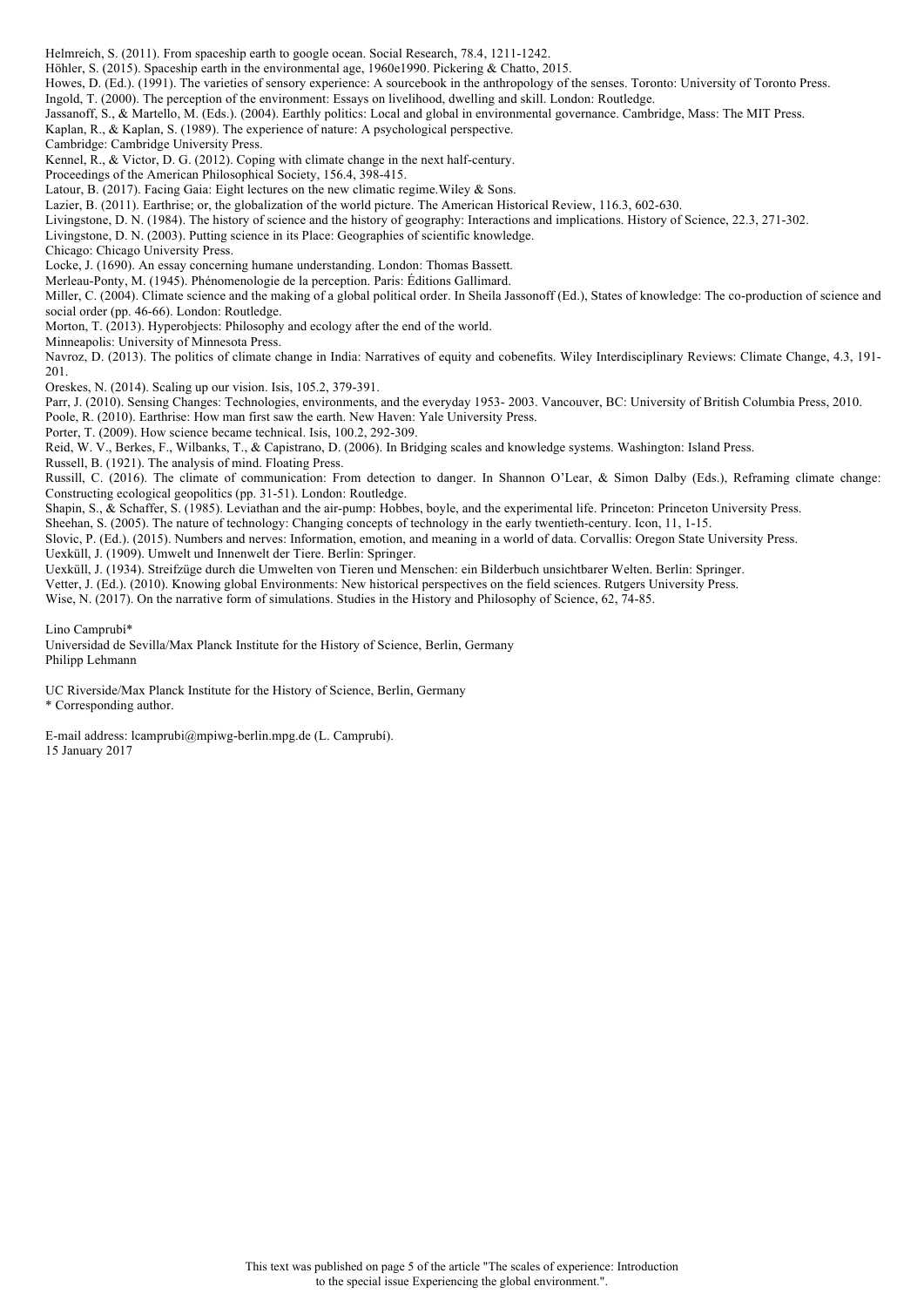Helmreich, S. (2011). From spaceship earth to google ocean. Social Research, 78.4, 1211-1242.

Höhler, S. (2015). Spaceship earth in the environmental age, 1960e1990. Pickering & Chatto, 2015.

Howes, D. (Ed.). (1991). The varieties of sensory experience: A sourcebook in the anthropology of the senses. Toronto: University of Toronto Press.

Ingold, T. (2000). The perception of the environment: Essays on livelihood, dwelling and skill. London: Routledge.

Jassanoff, S., & Martello, M. (Eds.). (2004). Earthly politics: Local and global in environmental governance. Cambridge, Mass: The MIT Press.

Kaplan, R., & Kaplan, S. (1989). The experience of nature: A psychological perspective.
Cambridge: Cambridge University Press.

Kennel, R., & Victor, D. G. (2012). Coping with climate change in the next half-century.
Proceedings of the American Philosophical Society, 156.4, 398-415.

Latour, B. (2017). Facing Gaia: Eight lectures on the new climatic regime.Wiley & Sons.

Lazier, B. (2011). Earthrise; or, the globalization of the world picture. The American Historical Review, 116.3, 602-630.

Livingstone, D. N. (1984). The history of science and the history of geography: Interactions and implications. History of Science, 22.3, 271-302.

Livingstone, D. N. (2003). Putting science in its Place: Geographies of scientific knowledge.
Chicago: Chicago University Press.

Locke, J. (1690). An essay concerning humane understanding. London: Thomas Bassett.

Merleau-Ponty, M. (1945). Phénomenologie de la perception. Paris: Éditions Gallimard.

Miller, C. (2004). Climate science and the making of a global political order. In Sheila Jassonoff (Ed.), States of knowledge: The co-production of science and social order (pp. 46-66). London: Routledge.

Morton, T. (2013). Hyperobjects: Philosophy and ecology after the end of the world.
Minneapolis: University of Minnesota Press.

Navroz, D. (2013). The politics of climate change in India: Narratives of equity and cobenefits. Wiley Interdisciplinary Reviews: Climate Change, 4.3, 191-201.

Oreskes, N. (2014). Scaling up our vision. Isis, 105.2, 379-391.

Parr, J. (2010). Sensing Changes: Technologies, environments, and the everyday 1953- 2003. Vancouver, BC: University of British Columbia Press, 2010.

Poole, R. (2010). Earthrise: How man first saw the earth. New Haven: Yale University Press.

Porter, T. (2009). How science became technical. Isis, 100.2, 292-309.

Reid, W. V., Berkes, F., Wilbanks, T., & Capistrano, D. (2006). In Bridging scales and knowledge systems. Washington: Island Press.

Russell, B. (1921). The analysis of mind. Floating Press.

Russill, C. (2016). The climate of communication: From detection to danger. In Shannon O'Lear, & Simon Dalby (Eds.), Reframing climate change: Constructing ecological geopolitics (pp. 31-51). London: Routledge.

Shapin, S., & Schaffer, S. (1985). Leviathan and the air-pump: Hobbes, boyle, and the experimental life. Princeton: Princeton University Press.

Sheehan, S. (2005). The nature of technology: Changing concepts of technology in the early twentieth-century. Icon, 11, 1-15.

Slovic, P. (Ed.). (2015). Numbers and nerves: Information, emotion, and meaning in a world of data. Corvallis: Oregon State University Press.

Uexküll, J. (1909). Umwelt und Innenwelt der Tiere. Berlin: Springer.

Uexküll, J. (1934). Streifzüge durch die Umwelten von Tieren und Menschen: ein Bilderbuch unsichtbarer Welten. Berlin: Springer.

Vetter, J. (Ed.). (2010). Knowing global Environments: New historical perspectives on the field sciences. Rutgers University Press.

Wise, N. (2017). On the narrative form of simulations. Studies in the History and Philosophy of Science, 62, 74-85.

Lino Camprubí*
Universidad de Sevilla/Max Planck Institute for the History of Science, Berlin, Germany
Philipp Lehmann

UC Riverside/Max Planck Institute for the History of Science, Berlin, Germany
* Corresponding author.

E-mail address: lcamprubi@mpiwg-berlin.mpg.de (L. Camprubí).
15 January 2017

This text was published on page 5 of the article "The scales of experience: Introduction to the special issue Experiencing the global environment.".